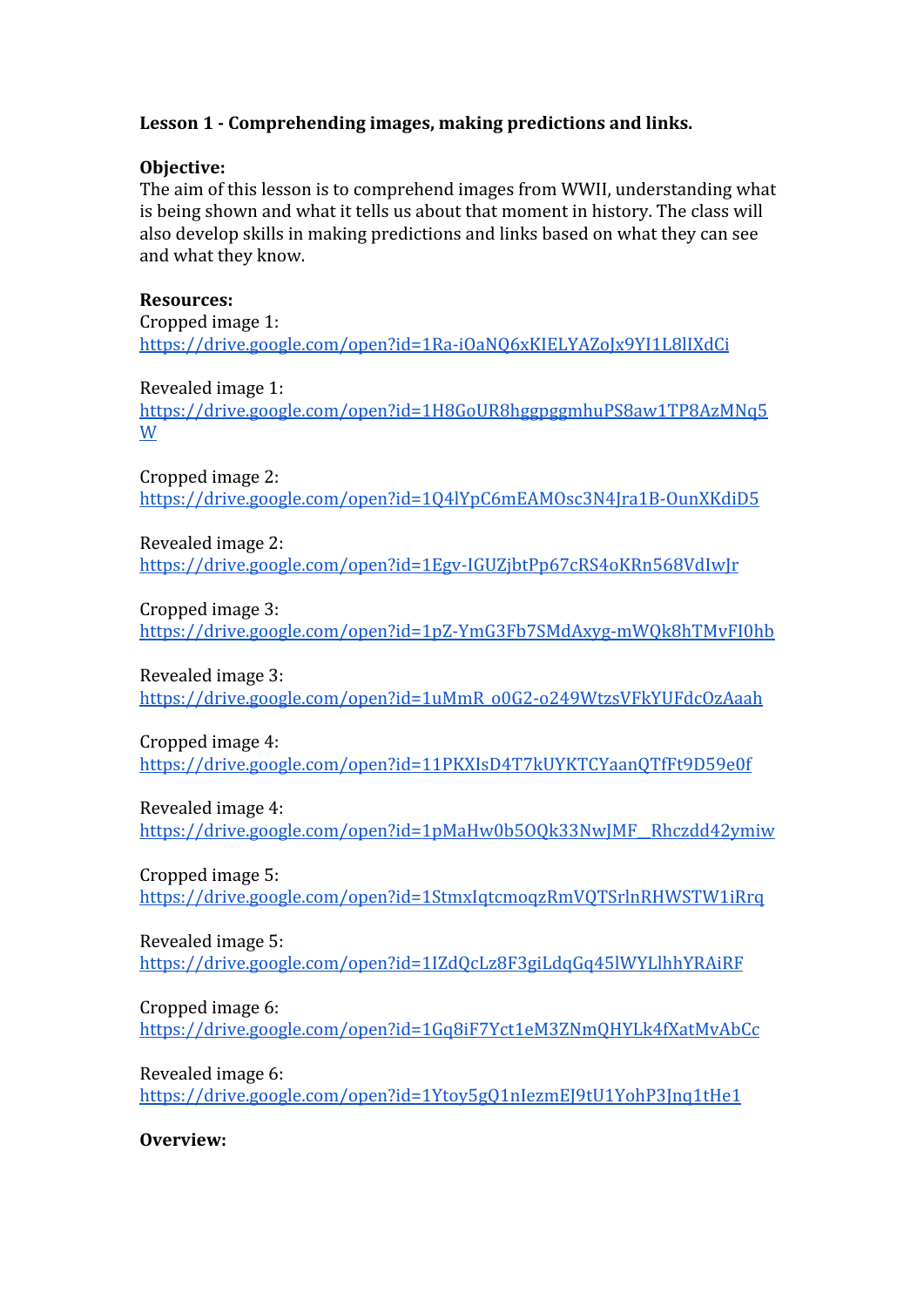**Lesson 1 - Comprehending images, making predictions and links.**

**Objective:**
The aim of this lesson is to comprehend images from WWII, understanding what is being shown and what it tells us about that moment in history. The class will also develop skills in making predictions and links based on what they can see and what they know.

**Resources:**
Cropped image 1:
https://drive.google.com/open?id=1Ra-iOaNQ6xKIELYAZoJx9YI1L8lIXdCi

Revealed image 1:
https://drive.google.com/open?id=1H8GoUR8hggpggmhuPS8aw1TP8AzMNq5W

Cropped image 2:
https://drive.google.com/open?id=1Q4lYpC6mEAMOsc3N4Jra1B-OunXKdiD5

Revealed image 2:
https://drive.google.com/open?id=1Egv-IGUZjbtPp67cRS4oKRn568VdIwJr

Cropped image 3:
https://drive.google.com/open?id=1pZ-YmG3Fb7SMdAxyg-mWQk8hTMvFI0hb

Revealed image 3:
https://drive.google.com/open?id=1uMmR_o0G2-o249WtzsVFkYUFdcOzAaah

Cropped image 4:
https://drive.google.com/open?id=11PKXIsD4T7kUYKTCYaanQTfFt9D59e0f

Revealed image 4:
https://drive.google.com/open?id=1pMaHw0b5OQk33NwJMF__Rhczdd42ymiw

Cropped image 5:
https://drive.google.com/open?id=1StmxIqtcmoqzRmVQTSrlnRHWSTW1iRrq

Revealed image 5:
https://drive.google.com/open?id=1IZdQcLz8F3giLdqGq45lWYLlhhYRAiRF

Cropped image 6:
https://drive.google.com/open?id=1Gq8iF7Yct1eM3ZNmQHYLk4fXatMvAbCc

Revealed image 6:
https://drive.google.com/open?id=1Ytoy5gQ1nIezmEJ9tU1YohP3Jnq1tHe1

**Overview:**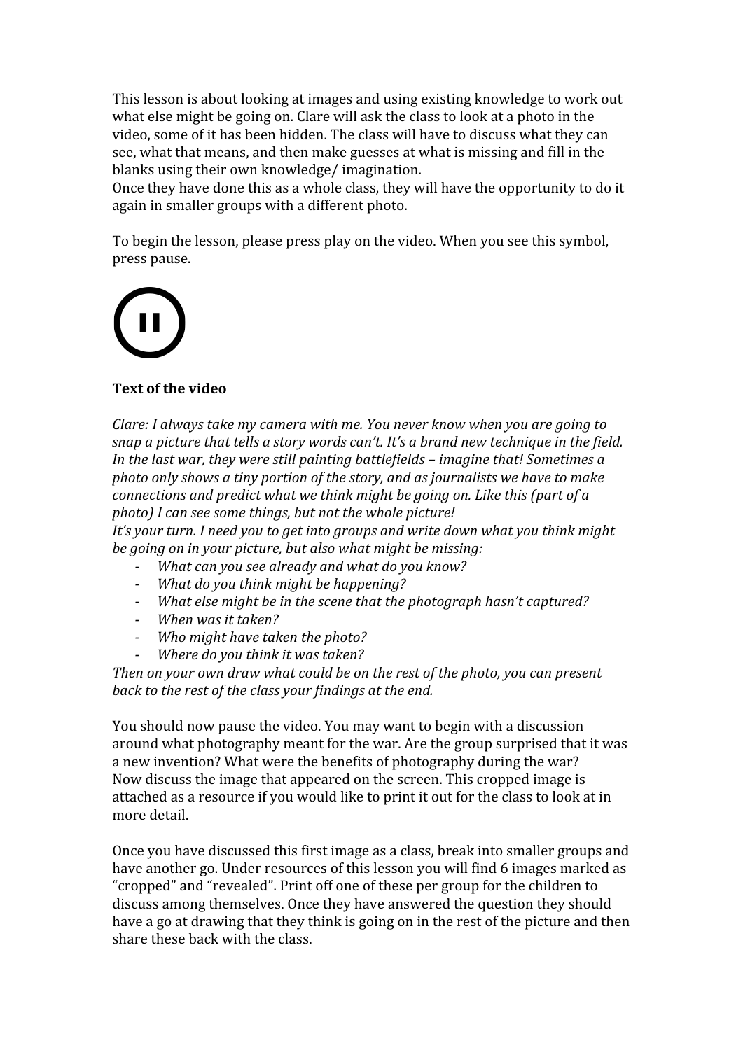This lesson is about looking at images and using existing knowledge to work out what else might be going on. Clare will ask the class to look at a photo in the video, some of it has been hidden. The class will have to discuss what they can see, what that means, and then make guesses at what is missing and fill in the blanks using their own knowledge/ imagination.
Once they have done this as a whole class, they will have the opportunity to do it again in smaller groups with a different photo.

To begin the lesson, please press play on the video. When you see this symbol, press pause.

**Text of the video**

*Clare: I always take my camera with me. You never know when you are going to snap a picture that tells a story words can't. It's a brand new technique in the field. In the last war, they were still painting battlefields – imagine that! Sometimes a photo only shows a tiny portion of the story, and as journalists we have to make connections and predict what we think might be going on. Like this (part of a photo) I can see some things, but not the whole picture!*
*It's your turn. I need you to get into groups and write down what you think might be going on in your picture, but also what might be missing:*

- *What can you see already and what do you know?*
- *What do you think might be happening?*
- *What else might be in the scene that the photograph hasn't captured?*
- *When was it taken?*
- *Who might have taken the photo?*
- *Where do you think it was taken?*

*Then on your own draw what could be on the rest of the photo, you can present back to the rest of the class your findings at the end.*

You should now pause the video. You may want to begin with a discussion around what photography meant for the war. Are the group surprised that it was a new invention? What were the benefits of photography during the war?
Now discuss the image that appeared on the screen. This cropped image is attached as a resource if you would like to print it out for the class to look at in more detail.

Once you have discussed this first image as a class, break into smaller groups and have another go. Under resources of this lesson you will find 6 images marked as "cropped" and "revealed". Print off one of these per group for the children to discuss among themselves. Once they have answered the question they should have a go at drawing that they think is going on in the rest of the picture and then share these back with the class.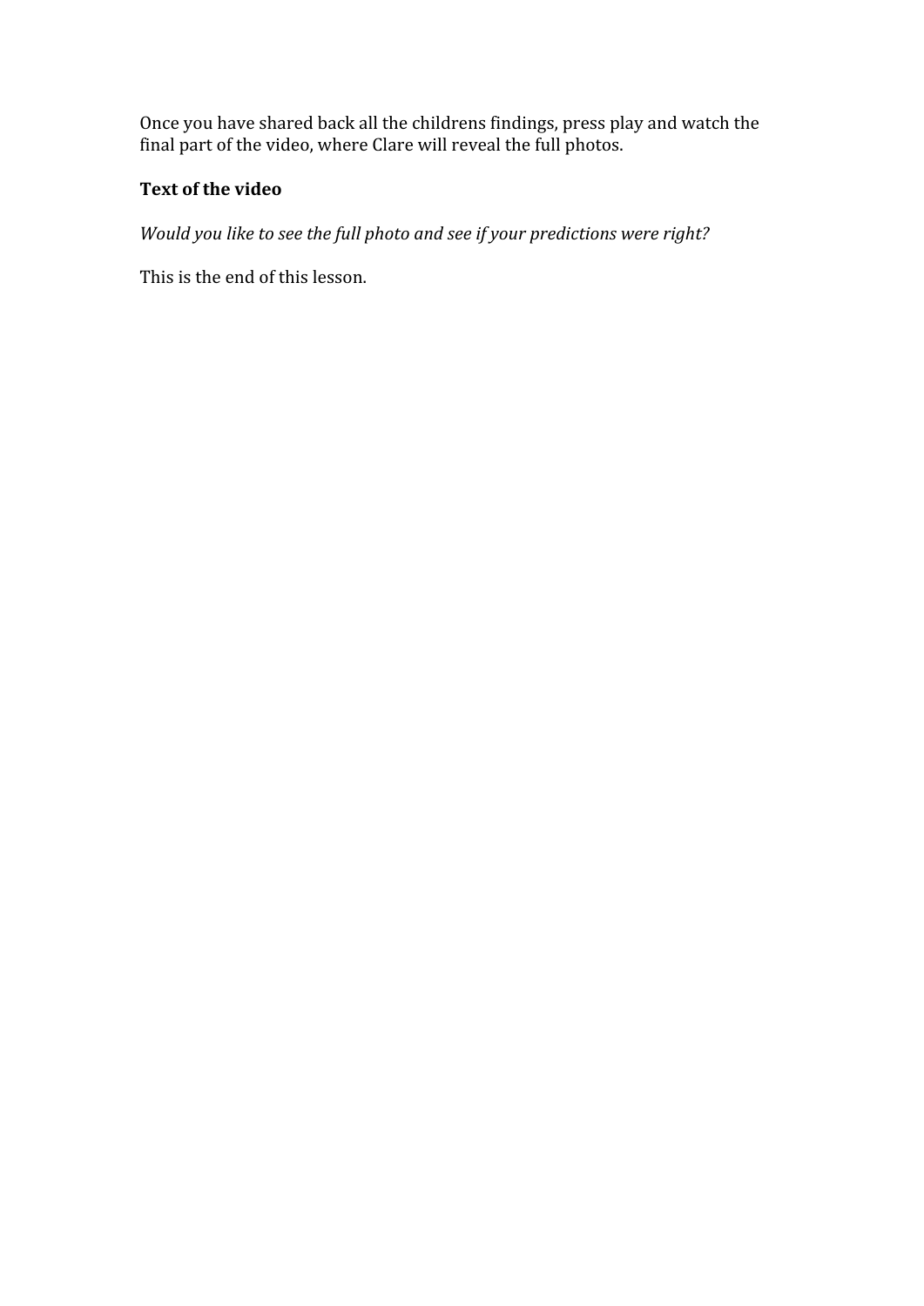Once you have shared back all the childrens findings, press play and watch the final part of the video, where Clare will reveal the full photos.

**Text of the video**

*Would you like to see the full photo and see if your predictions were right?*

This is the end of this lesson.